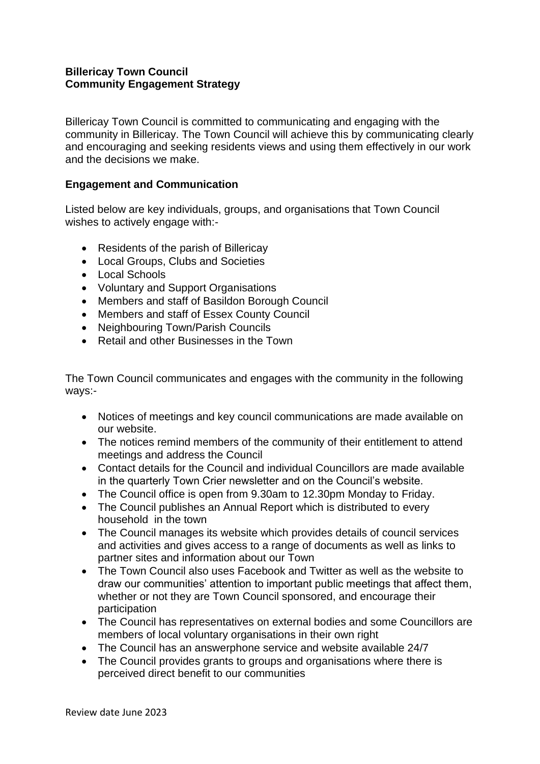**Billericay Town Council**
**Community Engagement Strategy**

Billericay Town Council is committed to communicating and engaging with the community in Billericay. The Town Council will achieve this by communicating clearly and encouraging and seeking residents views and using them effectively in our work and the decisions we make.

**Engagement and Communication**

Listed below are key individuals, groups, and organisations that Town Council wishes to actively engage with:-

- Residents of the parish of Billericay
- Local Groups, Clubs and Societies
- Local Schools
- Voluntary and Support Organisations
- Members and staff of Basildon Borough Council
- Members and staff of Essex County Council
- Neighbouring Town/Parish Councils
- Retail and other Businesses in the Town

The Town Council communicates and engages with the community in the following ways:-

- Notices of meetings and key council communications are made available on our website.
- The notices remind members of the community of their entitlement to attend meetings and address the Council
- Contact details for the Council and individual Councillors are made available in the quarterly Town Crier newsletter and on the Council's website.
- The Council office is open from 9.30am to 12.30pm Monday to Friday.
- The Council publishes an Annual Report which is distributed to every household in the town
- The Council manages its website which provides details of council services and activities and gives access to a range of documents as well as links to partner sites and information about our Town
- The Town Council also uses Facebook and Twitter as well as the website to draw our communities' attention to important public meetings that affect them, whether or not they are Town Council sponsored, and encourage their participation
- The Council has representatives on external bodies and some Councillors are members of local voluntary organisations in their own right
- The Council has an answerphone service and website available 24/7
- The Council provides grants to groups and organisations where there is perceived direct benefit to our communities

Review date June 2023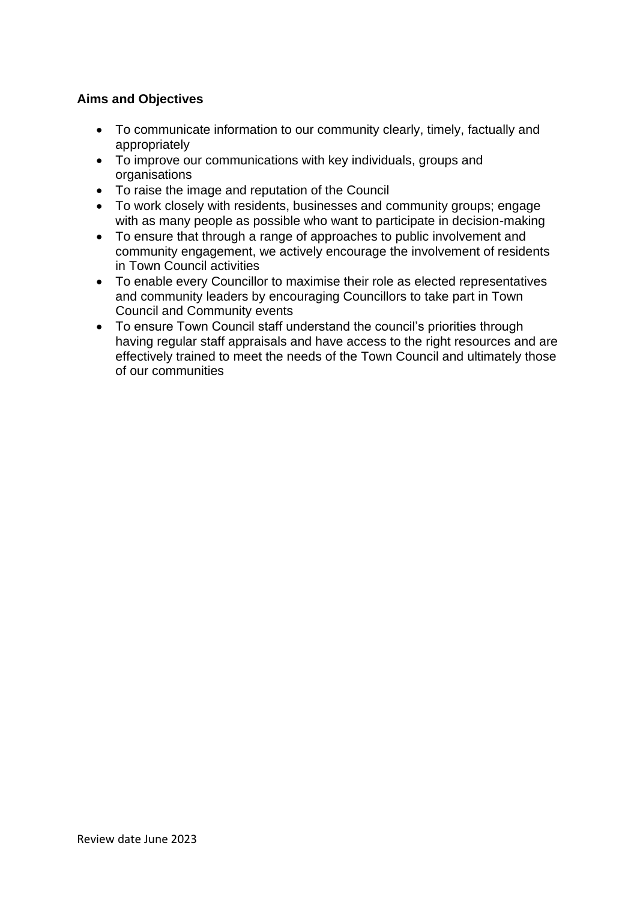**Aims and Objectives**

- To communicate information to our community clearly, timely, factually and appropriately
- To improve our communications with key individuals, groups and organisations
- To raise the image and reputation of the Council
- To work closely with residents, businesses and community groups; engage with as many people as possible who want to participate in decision-making
- To ensure that through a range of approaches to public involvement and community engagement, we actively encourage the involvement of residents in Town Council activities
- To enable every Councillor to maximise their role as elected representatives and community leaders by encouraging Councillors to take part in Town Council and Community events
- To ensure Town Council staff understand the council's priorities through having regular staff appraisals and have access to the right resources and are effectively trained to meet the needs of the Town Council and ultimately those of our communities

Review date June 2023